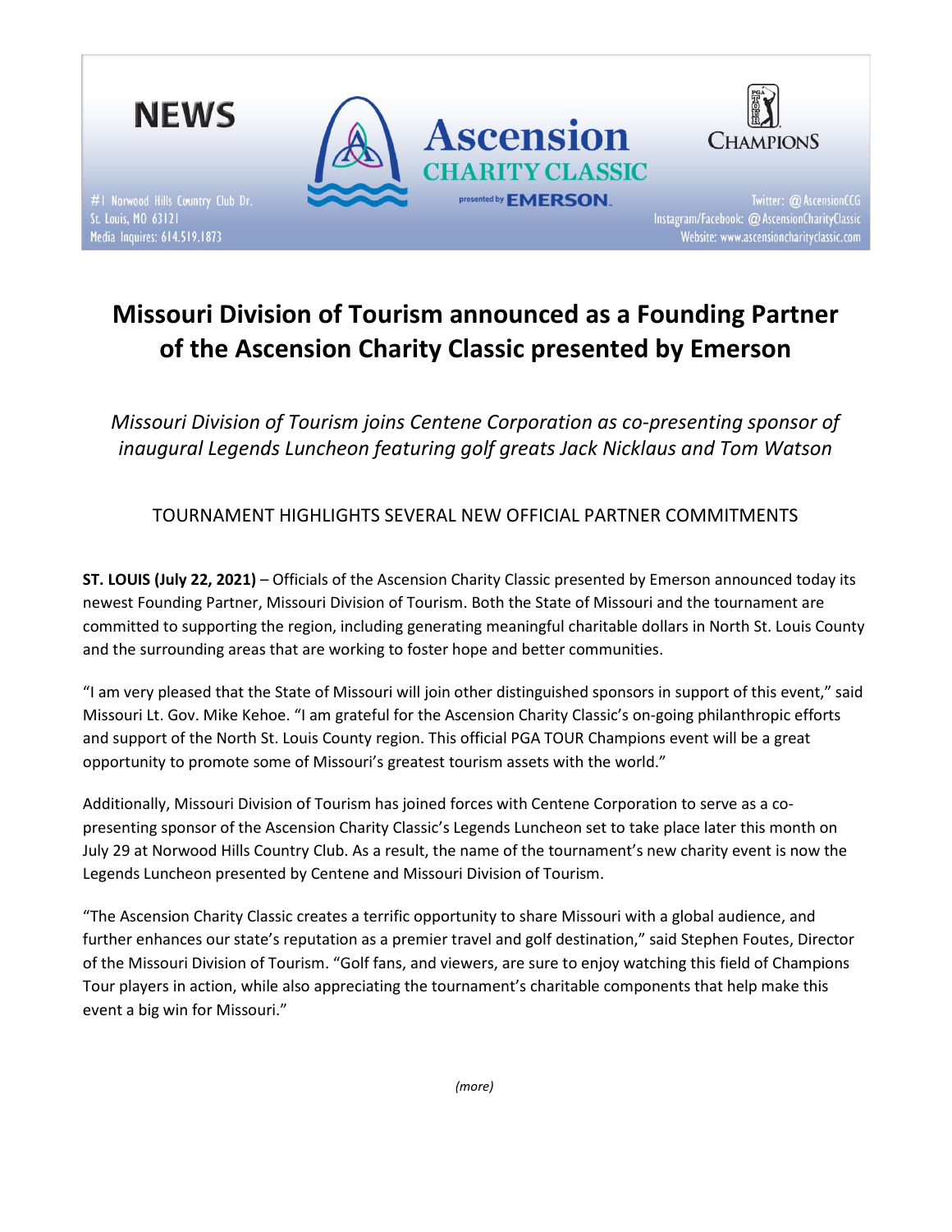**NEWS**

#1 Norwood Hills Country Club Dr.
St. Louis, MO 63121
Media Inquires: 614.519.1873

Ascension CHARITY CLASSIC presented by EMERSON

CHAMPIONS

Twitter: @AscensionCCG
Instagram/Facebook: @AscensionCharityClassic
Website: www.ascensioncharityclassic.com

# Missouri Division of Tourism announced as a Founding Partner of the Ascension Charity Classic presented by Emerson

*Missouri Division of Tourism joins Centene Corporation as co-presenting sponsor of inaugural Legends Luncheon featuring golf greats Jack Nicklaus and Tom Watson*

TOURNAMENT HIGHLIGHTS SEVERAL NEW OFFICIAL PARTNER COMMITMENTS

**ST. LOUIS (July 22, 2021)** – Officials of the Ascension Charity Classic presented by Emerson announced today its newest Founding Partner, Missouri Division of Tourism. Both the State of Missouri and the tournament are committed to supporting the region, including generating meaningful charitable dollars in North St. Louis County and the surrounding areas that are working to foster hope and better communities.

"I am very pleased that the State of Missouri will join other distinguished sponsors in support of this event," said Missouri Lt. Gov. Mike Kehoe. "I am grateful for the Ascension Charity Classic's on-going philanthropic efforts and support of the North St. Louis County region. This official PGA TOUR Champions event will be a great opportunity to promote some of Missouri's greatest tourism assets with the world."

Additionally, Missouri Division of Tourism has joined forces with Centene Corporation to serve as a co-presenting sponsor of the Ascension Charity Classic's Legends Luncheon set to take place later this month on July 29 at Norwood Hills Country Club. As a result, the name of the tournament's new charity event is now the Legends Luncheon presented by Centene and Missouri Division of Tourism.

"The Ascension Charity Classic creates a terrific opportunity to share Missouri with a global audience, and further enhances our state's reputation as a premier travel and golf destination," said Stephen Foutes, Director of the Missouri Division of Tourism. "Golf fans, and viewers, are sure to enjoy watching this field of Champions Tour players in action, while also appreciating the tournament's charitable components that help make this event a big win for Missouri."

*(more)*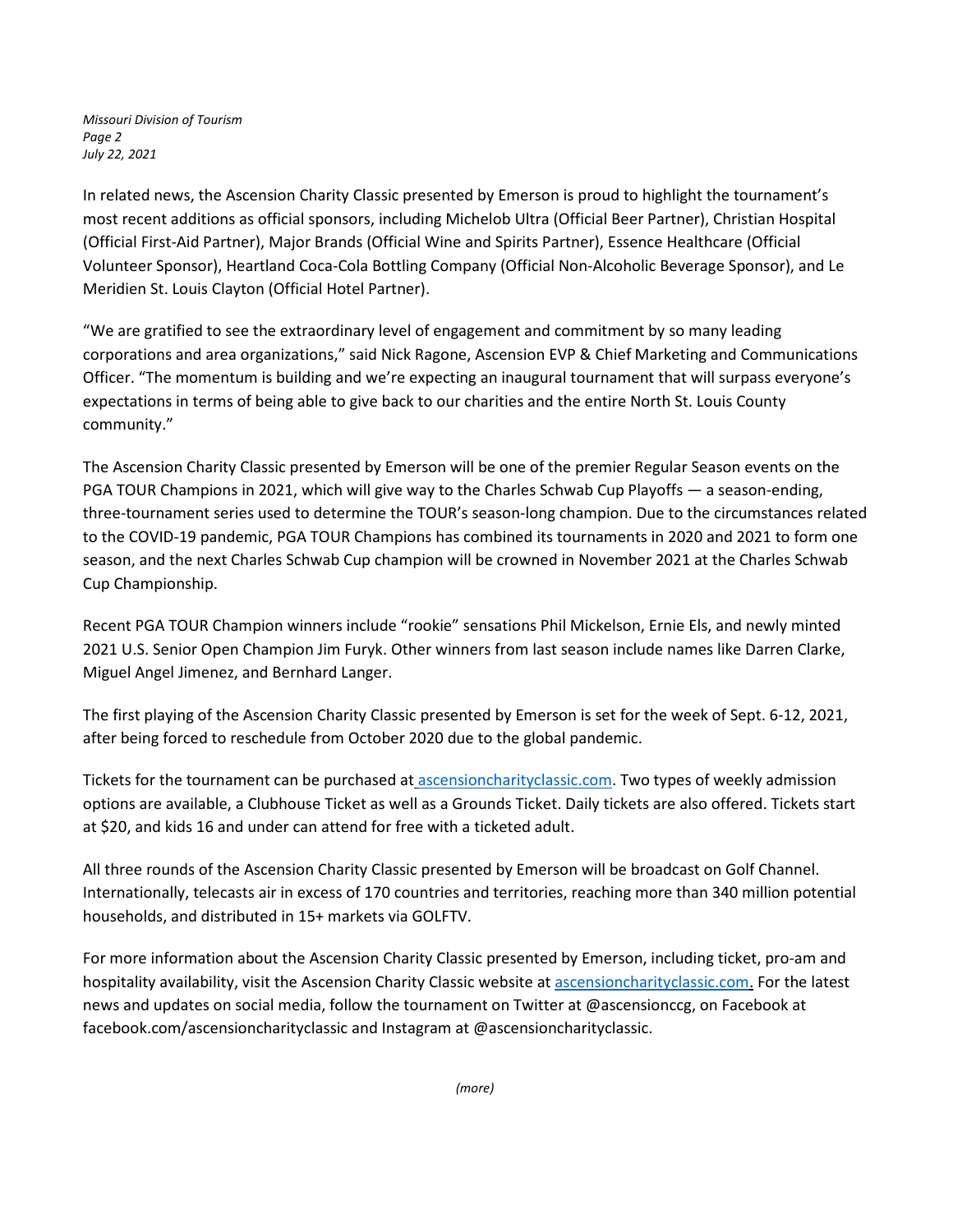In related news, the Ascension Charity Classic presented by Emerson is proud to highlight the tournament's most recent additions as official sponsors, including Michelob Ultra (Official Beer Partner), Christian Hospital (Official First-Aid Partner), Major Brands (Official Wine and Spirits Partner), Essence Healthcare (Official Volunteer Sponsor), Heartland Coca-Cola Bottling Company (Official Non-Alcoholic Beverage Sponsor), and Le Meridien St. Louis Clayton (Official Hotel Partner).

"We are gratified to see the extraordinary level of engagement and commitment by so many leading corporations and area organizations," said Nick Ragone, Ascension EVP & Chief Marketing and Communications Officer. "The momentum is building and we're expecting an inaugural tournament that will surpass everyone's expectations in terms of being able to give back to our charities and the entire North St. Louis County community."

The Ascension Charity Classic presented by Emerson will be one of the premier Regular Season events on the PGA TOUR Champions in 2021, which will give way to the Charles Schwab Cup Playoffs — a season-ending, three-tournament series used to determine the TOUR's season-long champion. Due to the circumstances related to the COVID-19 pandemic, PGA TOUR Champions has combined its tournaments in 2020 and 2021 to form one season, and the next Charles Schwab Cup champion will be crowned in November 2021 at the Charles Schwab Cup Championship.

Recent PGA TOUR Champion winners include "rookie" sensations Phil Mickelson, Ernie Els, and newly minted 2021 U.S. Senior Open Champion Jim Furyk. Other winners from last season include names like Darren Clarke, Miguel Angel Jimenez, and Bernhard Langer.

The first playing of the Ascension Charity Classic presented by Emerson is set for the week of Sept. 6-12, 2021, after being forced to reschedule from October 2020 due to the global pandemic.

Tickets for the tournament can be purchased at ascensioncharityclassic.com. Two types of weekly admission options are available, a Clubhouse Ticket as well as a Grounds Ticket. Daily tickets are also offered. Tickets start at $20, and kids 16 and under can attend for free with a ticketed adult.

All three rounds of the Ascension Charity Classic presented by Emerson will be broadcast on Golf Channel. Internationally, telecasts air in excess of 170 countries and territories, reaching more than 340 million potential households, and distributed in 15+ markets via GOLFTV.

For more information about the Ascension Charity Classic presented by Emerson, including ticket, pro-am and hospitality availability, visit the Ascension Charity Classic website at ascensioncharityclassic.com. For the latest news and updates on social media, follow the tournament on Twitter at @ascensionccg, on Facebook at facebook.com/ascensioncharityclassic and Instagram at @ascensioncharityclassic.

*(more)*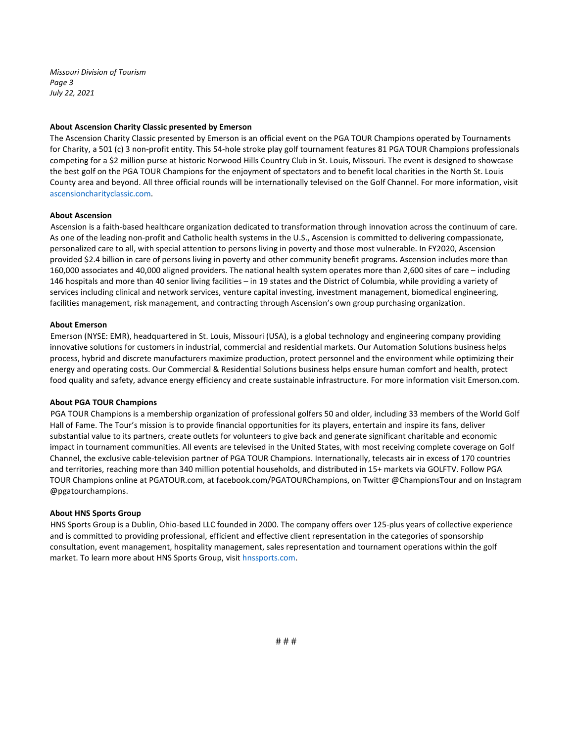**About Ascension Charity Classic presented by Emerson**

The Ascension Charity Classic presented by Emerson is an official event on the PGA TOUR Champions operated by Tournaments for Charity, a 501 (c) 3 non-profit entity. This 54-hole stroke play golf tournament features 81 PGA TOUR Champions professionals competing for a $2 million purse at historic Norwood Hills Country Club in St. Louis, Missouri. The event is designed to showcase the best golf on the PGA TOUR Champions for the enjoyment of spectators and to benefit local charities in the North St. Louis County area and beyond. All three official rounds will be internationally televised on the Golf Channel. For more information, visit ascensioncharityclassic.com.

**About Ascension**

Ascension is a faith-based healthcare organization dedicated to transformation through innovation across the continuum of care. As one of the leading non-profit and Catholic health systems in the U.S., Ascension is committed to delivering compassionate, personalized care to all, with special attention to persons living in poverty and those most vulnerable. In FY2020, Ascension provided $2.4 billion in care of persons living in poverty and other community benefit programs. Ascension includes more than 160,000 associates and 40,000 aligned providers. The national health system operates more than 2,600 sites of care – including 146 hospitals and more than 40 senior living facilities – in 19 states and the District of Columbia, while providing a variety of services including clinical and network services, venture capital investing, investment management, biomedical engineering, facilities management, risk management, and contracting through Ascension's own group purchasing organization.

**About Emerson**

Emerson (NYSE: EMR), headquartered in St. Louis, Missouri (USA), is a global technology and engineering company providing innovative solutions for customers in industrial, commercial and residential markets. Our Automation Solutions business helps process, hybrid and discrete manufacturers maximize production, protect personnel and the environment while optimizing their energy and operating costs. Our Commercial & Residential Solutions business helps ensure human comfort and health, protect food quality and safety, advance energy efficiency and create sustainable infrastructure. For more information visit Emerson.com.

**About PGA TOUR Champions**

PGA TOUR Champions is a membership organization of professional golfers 50 and older, including 33 members of the World Golf Hall of Fame. The Tour's mission is to provide financial opportunities for its players, entertain and inspire its fans, deliver substantial value to its partners, create outlets for volunteers to give back and generate significant charitable and economic impact in tournament communities. All events are televised in the United States, with most receiving complete coverage on Golf Channel, the exclusive cable-television partner of PGA TOUR Champions. Internationally, telecasts air in excess of 170 countries and territories, reaching more than 340 million potential households, and distributed in 15+ markets via GOLFTV. Follow PGA TOUR Champions online at PGATOUR.com, at facebook.com/PGATOURChampions, on Twitter @ChampionsTour and on Instagram @pgatourchampions.

**About HNS Sports Group**

HNS Sports Group is a Dublin, Ohio-based LLC founded in 2000. The company offers over 125-plus years of collective experience and is committed to providing professional, efficient and effective client representation in the categories of sponsorship consultation, event management, hospitality management, sales representation and tournament operations within the golf market. To learn more about HNS Sports Group, visit hnssports.com.

# # #